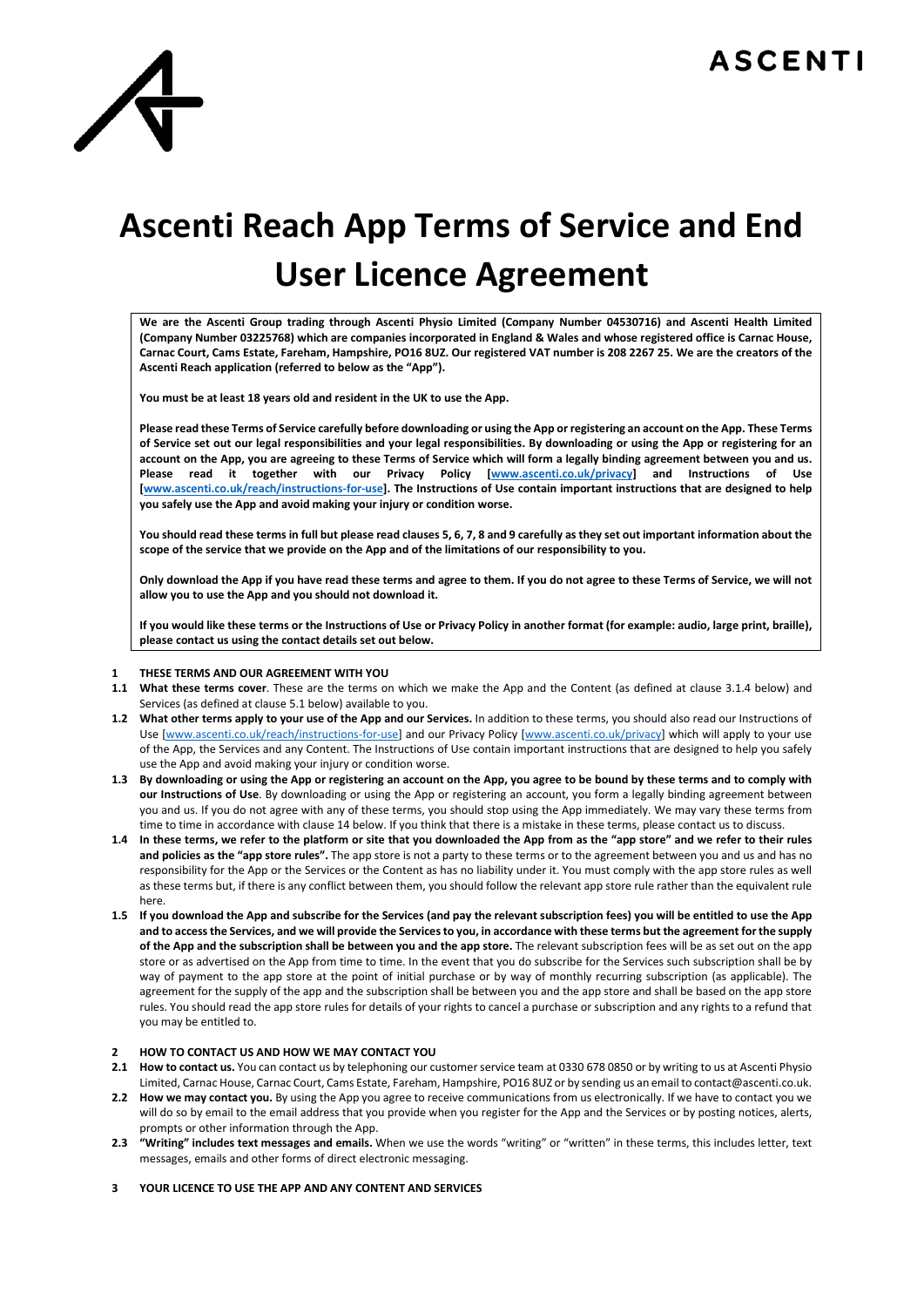ASCENTI

# Ascenti Reach App Terms of Service and End User Licence Agreement

**We are the Ascenti Group trading through Ascenti Physio Limited (Company Number 04530716) and Ascenti Health Limited (Company Number 03225768) which are companies incorporated in England & Wales and whose registered office is Carnac House, Carnac Court, Cams Estate, Fareham, Hampshire, PO16 8UZ. Our registered VAT number is 208 2267 25. We are the creators of the Ascenti Reach application (referred to below as the "App").**

**You must be at least 18 years old and resident in the UK to use the App.**

**Please read these Terms of Service carefully before downloading or using the App or registering an account on the App. These Terms of Service set out our legal responsibilities and your legal responsibilities. By downloading or using the App or registering for an account on the App, you are agreeing to these Terms of Service which will form a legally binding agreement between you and us. Please read it together with our Privacy Policy [www.ascenti.co.uk/privacy] and Instructions of Use [www.ascenti.co.uk/reach/instructions-for-use]. The Instructions of Use contain important instructions that are designed to help you safely use the App and avoid making your injury or condition worse.**

**You should read these terms in full but please read clauses 5, 6, 7, 8 and 9 carefully as they set out important information about the scope of the service that we provide on the App and of the limitations of our responsibility to you.**

**Only download the App if you have read these terms and agree to them. If you do not agree to these Terms of Service, we will not allow you to use the App and you should not download it.**

**If you would like these terms or the Instructions of Use or Privacy Policy in another format (for example: audio, large print, braille), please contact us using the contact details set out below.**

## 1 THESE TERMS AND OUR AGREEMENT WITH YOU

**1.1 What these terms cover**. These are the terms on which we make the App and the Content (as defined at clause 3.1.4 below) and Services (as defined at clause 5.1 below) available to you.

**1.2 What other terms apply to your use of the App and our Services.** In addition to these terms, you should also read our Instructions of Use [www.ascenti.co.uk/reach/instructions-for-use] and our Privacy Policy [www.ascenti.co.uk/privacy] which will apply to your use of the App, the Services and any Content. The Instructions of Use contain important instructions that are designed to help you safely use the App and avoid making your injury or condition worse.

**1.3 By downloading or using the App or registering an account on the App, you agree to be bound by these terms and to comply with our Instructions of Use**. By downloading or using the App or registering an account, you form a legally binding agreement between you and us. If you do not agree with any of these terms, you should stop using the App immediately. We may vary these terms from time to time in accordance with clause 14 below. If you think that there is a mistake in these terms, please contact us to discuss.

**1.4 In these terms, we refer to the platform or site that you downloaded the App from as the "app store" and we refer to their rules and policies as the "app store rules".** The app store is not a party to these terms or to the agreement between you and us and has no responsibility for the App or the Services or the Content as has no liability under it. You must comply with the app store rules as well as these terms but, if there is any conflict between them, you should follow the relevant app store rule rather than the equivalent rule here.

**1.5 If you download the App and subscribe for the Services (and pay the relevant subscription fees) you will be entitled to use the App and to access the Services, and we will provide the Services to you, in accordance with these terms but the agreement for the supply of the App and the subscription shall be between you and the app store.** The relevant subscription fees will be as set out on the app store or as advertised on the App from time to time. In the event that you do subscribe for the Services such subscription shall be by way of payment to the app store at the point of initial purchase or by way of monthly recurring subscription (as applicable). The agreement for the supply of the app and the subscription shall be between you and the app store and shall be based on the app store rules. You should read the app store rules for details of your rights to cancel a purchase or subscription and any rights to a refund that you may be entitled to.

## 2 HOW TO CONTACT US AND HOW WE MAY CONTACT YOU

**2.1 How to contact us.** You can contact us by telephoning our customer service team at 0330 678 0850 or by writing to us at Ascenti Physio Limited, Carnac House, Carnac Court, Cams Estate, Fareham, Hampshire, PO16 8UZ or by sending us an email to contact@ascenti.co.uk.

**2.2 How we may contact you.** By using the App you agree to receive communications from us electronically. If we have to contact you we will do so by email to the email address that you provide when you register for the App and the Services or by posting notices, alerts, prompts or other information through the App.

**2.3 "Writing" includes text messages and emails.** When we use the words "writing" or "written" in these terms, this includes letter, text messages, emails and other forms of direct electronic messaging.

## 3 YOUR LICENCE TO USE THE APP AND ANY CONTENT AND SERVICES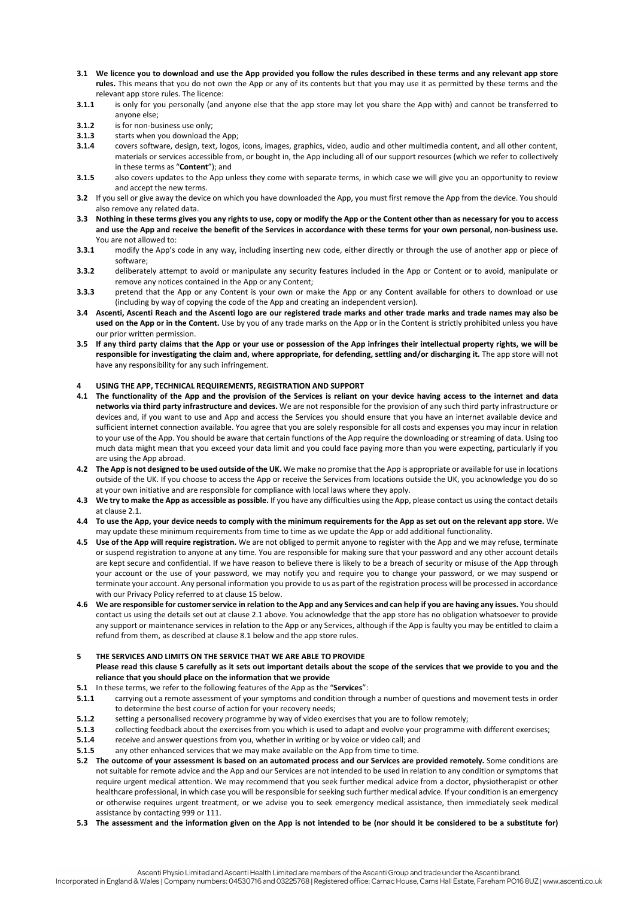**3.1 We licence you to download and use the App provided you follow the rules described in these terms and any relevant app store rules.** This means that you do not own the App or any of its contents but that you may use it as permitted by these terms and the relevant app store rules. The licence:

**3.1.1** is only for you personally (and anyone else that the app store may let you share the App with) and cannot be transferred to anyone else;

**3.1.2** is for non-business use only;

**3.1.3** starts when you download the App;

**3.1.4** covers software, design, text, logos, icons, images, graphics, video, audio and other multimedia content, and all other content, materials or services accessible from, or bought in, the App including all of our support resources (which we refer to collectively in these terms as "**Content**"); and

**3.1.5** also covers updates to the App unless they come with separate terms, in which case we will give you an opportunity to review and accept the new terms.

**3.2** If you sell or give away the device on which you have downloaded the App, you must first remove the App from the device. You should also remove any related data.

**3.3 Nothing in these terms gives you any rights to use, copy or modify the App or the Content other than as necessary for you to access and use the App and receive the benefit of the Services in accordance with these terms for your own personal, non-business use.** You are not allowed to:

**3.3.1** modify the App's code in any way, including inserting new code, either directly or through the use of another app or piece of software;

**3.3.2** deliberately attempt to avoid or manipulate any security features included in the App or Content or to avoid, manipulate or remove any notices contained in the App or any Content;

**3.3.3** pretend that the App or any Content is your own or make the App or any Content available for others to download or use (including by way of copying the code of the App and creating an independent version).

**3.4 Ascenti, Ascenti Reach and the Ascenti logo are our registered trade marks and other trade marks and trade names may also be used on the App or in the Content.** Use by you of any trade marks on the App or in the Content is strictly prohibited unless you have our prior written permission.

**3.5 If any third party claims that the App or your use or possession of the App infringes their intellectual property rights, we will be responsible for investigating the claim and, where appropriate, for defending, settling and/or discharging it.** The app store will not have any responsibility for any such infringement.

## 4 USING THE APP, TECHNICAL REQUIREMENTS, REGISTRATION AND SUPPORT

**4.1 The functionality of the App and the provision of the Services is reliant on your device having access to the internet and data networks via third party infrastructure and devices.** We are not responsible for the provision of any such third party infrastructure or devices and, if you want to use and App and access the Services you should ensure that you have an internet available device and sufficient internet connection available. You agree that you are solely responsible for all costs and expenses you may incur in relation to your use of the App. You should be aware that certain functions of the App require the downloading or streaming of data. Using too much data might mean that you exceed your data limit and you could face paying more than you were expecting, particularly if you are using the App abroad.

**4.2 The App is not designed to be used outside of the UK.** We make no promise that the App is appropriate or available for use in locations outside of the UK. If you choose to access the App or receive the Services from locations outside the UK, you acknowledge you do so at your own initiative and are responsible for compliance with local laws where they apply.

**4.3 We try to make the App as accessible as possible.** If you have any difficulties using the App, please contact us using the contact details at clause 2.1.

**4.4 To use the App, your device needs to comply with the minimum requirements for the App as set out on the relevant app store.** We may update these minimum requirements from time to time as we update the App or add additional functionality.

**4.5 Use of the App will require registration.** We are not obliged to permit anyone to register with the App and we may refuse, terminate or suspend registration to anyone at any time. You are responsible for making sure that your password and any other account details are kept secure and confidential. If we have reason to believe there is likely to be a breach of security or misuse of the App through your account or the use of your password, we may notify you and require you to change your password, or we may suspend or terminate your account. Any personal information you provide to us as part of the registration process will be processed in accordance with our Privacy Policy referred to at clause 15 below.

**4.6 We are responsible for customer service in relation to the App and any Services and can help if you are having any issues.** You should contact us using the details set out at clause 2.1 above. You acknowledge that the app store has no obligation whatsoever to provide any support or maintenance services in relation to the App or any Services, although if the App is faulty you may be entitled to claim a refund from them, as described at clause 8.1 below and the app store rules.

## 5 THE SERVICES AND LIMITS ON THE SERVICE THAT WE ARE ABLE TO PROVIDE

**Please read this clause 5 carefully as it sets out important details about the scope of the services that we provide to you and the reliance that you should place on the information that we provide**

**5.1** In these terms, we refer to the following features of the App as the "**Services**":

**5.1.1** carrying out a remote assessment of your symptoms and condition through a number of questions and movement tests in order to determine the best course of action for your recovery needs;

**5.1.2** setting a personalised recovery programme by way of video exercises that you are to follow remotely;

**5.1.3** collecting feedback about the exercises from you which is used to adapt and evolve your programme with different exercises;

**5.1.4** receive and answer questions from you, whether in writing or by voice or video call; and

**5.1.5** any other enhanced services that we may make available on the App from time to time.

**5.2 The outcome of your assessment is based on an automated process and our Services are provided remotely.** Some conditions are not suitable for remote advice and the App and our Services are not intended to be used in relation to any condition or symptoms that require urgent medical attention. We may recommend that you seek further medical advice from a doctor, physiotherapist or other healthcare professional, in which case you will be responsible for seeking such further medical advice. If your condition is an emergency or otherwise requires urgent treatment, or we advise you to seek emergency medical assistance, then immediately seek medical assistance by contacting 999 or 111.

**5.3 The assessment and the information given on the App is not intended to be (nor should it be considered to be a substitute for)**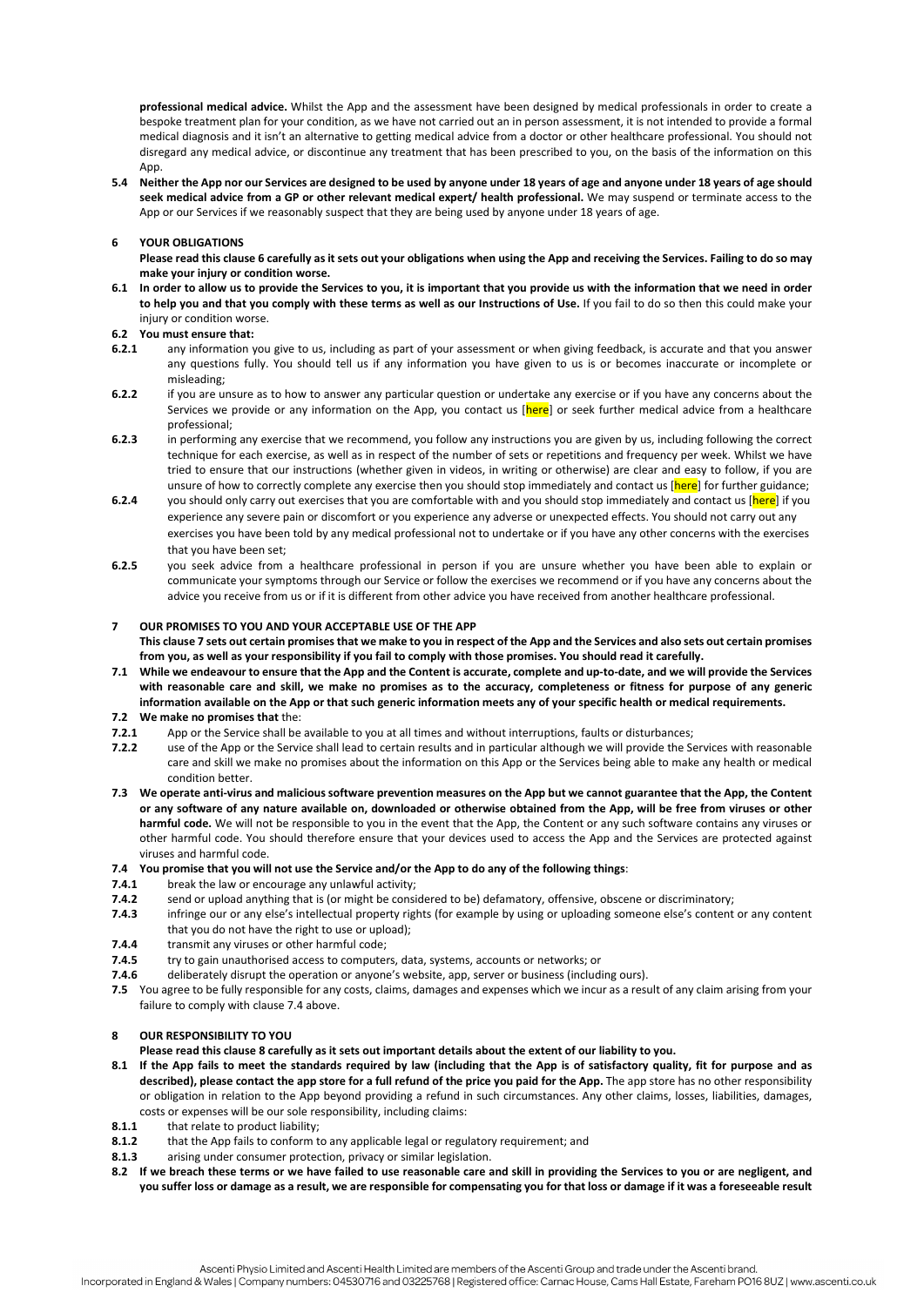**professional medical advice.** Whilst the App and the assessment have been designed by medical professionals in order to create a bespoke treatment plan for your condition, as we have not carried out an in person assessment, it is not intended to provide a formal medical diagnosis and it isn't an alternative to getting medical advice from a doctor or other healthcare professional. You should not disregard any medical advice, or discontinue any treatment that has been prescribed to you, on the basis of the information on this App.

**5.4 Neither the App nor our Services are designed to be used by anyone under 18 years of age and anyone under 18 years of age should seek medical advice from a GP or other relevant medical expert/ health professional.** We may suspend or terminate access to the App or our Services if we reasonably suspect that they are being used by anyone under 18 years of age.

## 6 YOUR OBLIGATIONS

**Please read this clause 6 carefully as it sets out your obligations when using the App and receiving the Services. Failing to do so may make your injury or condition worse.**

**6.1 In order to allow us to provide the Services to you, it is important that you provide us with the information that we need in order to help you and that you comply with these terms as well as our Instructions of Use.** If you fail to do so then this could make your injury or condition worse.

**6.2 You must ensure that:**

**6.2.1** any information you give to us, including as part of your assessment or when giving feedback, is accurate and that you answer any questions fully. You should tell us if any information you have given to us is or becomes inaccurate or incomplete or misleading;

**6.2.2** if you are unsure as to how to answer any particular question or undertake any exercise or if you have any concerns about the Services we provide or any information on the App, you contact us [here] or seek further medical advice from a healthcare professional;

**6.2.3** in performing any exercise that we recommend, you follow any instructions you are given by us, including following the correct technique for each exercise, as well as in respect of the number of sets or repetitions and frequency per week. Whilst we have tried to ensure that our instructions (whether given in videos, in writing or otherwise) are clear and easy to follow, if you are unsure of how to correctly complete any exercise then you should stop immediately and contact us [here] for further guidance;

**6.2.4** you should only carry out exercises that you are comfortable with and you should stop immediately and contact us [here] if you experience any severe pain or discomfort or you experience any adverse or unexpected effects. You should not carry out any exercises you have been told by any medical professional not to undertake or if you have any other concerns with the exercises that you have been set;

**6.2.5** you seek advice from a healthcare professional in person if you are unsure whether you have been able to explain or communicate your symptoms through our Service or follow the exercises we recommend or if you have any concerns about the advice you receive from us or if it is different from other advice you have received from another healthcare professional.

## 7 OUR PROMISES TO YOU AND YOUR ACCEPTABLE USE OF THE APP

**This clause 7 sets out certain promises that we make to you in respect of the App and the Services and also sets out certain promises from you, as well as your responsibility if you fail to comply with those promises. You should read it carefully.**

**7.1 While we endeavour to ensure that the App and the Content is accurate, complete and up-to-date, and we will provide the Services with reasonable care and skill, we make no promises as to the accuracy, completeness or fitness for purpose of any generic information available on the App or that such generic information meets any of your specific health or medical requirements.**

**7.2 We make no promises that** the:

**7.2.1** App or the Service shall be available to you at all times and without interruptions, faults or disturbances;

**7.2.2** use of the App or the Service shall lead to certain results and in particular although we will provide the Services with reasonable care and skill we make no promises about the information on this App or the Services being able to make any health or medical condition better.

**7.3 We operate anti-virus and malicious software prevention measures on the App but we cannot guarantee that the App, the Content or any software of any nature available on, downloaded or otherwise obtained from the App, will be free from viruses or other harmful code.** We will not be responsible to you in the event that the App, the Content or any such software contains any viruses or other harmful code. You should therefore ensure that your devices used to access the App and the Services are protected against viruses and harmful code.

**7.4 You promise that you will not use the Service and/or the App to do any of the following things**:

**7.4.1** break the law or encourage any unlawful activity;

**7.4.2** send or upload anything that is (or might be considered to be) defamatory, offensive, obscene or discriminatory;

**7.4.3** infringe our or any else's intellectual property rights (for example by using or uploading someone else's content or any content that you do not have the right to use or upload);

**7.4.4** transmit any viruses or other harmful code;

**7.4.5** try to gain unauthorised access to computers, data, systems, accounts or networks; or

**7.4.6** deliberately disrupt the operation or anyone's website, app, server or business (including ours).

**7.5** You agree to be fully responsible for any costs, claims, damages and expenses which we incur as a result of any claim arising from your failure to comply with clause 7.4 above.

## 8 OUR RESPONSIBILITY TO YOU

**Please read this clause 8 carefully as it sets out important details about the extent of our liability to you.**

**8.1 If the App fails to meet the standards required by law (including that the App is of satisfactory quality, fit for purpose and as described), please contact the app store for a full refund of the price you paid for the App.** The app store has no other responsibility or obligation in relation to the App beyond providing a refund in such circumstances. Any other claims, losses, liabilities, damages, costs or expenses will be our sole responsibility, including claims:

**8.1.1** that relate to product liability;

**8.1.2** that the App fails to conform to any applicable legal or regulatory requirement; and

**8.1.3** arising under consumer protection, privacy or similar legislation.

**8.2 If we breach these terms or we have failed to use reasonable care and skill in providing the Services to you or are negligent, and you suffer loss or damage as a result, we are responsible for compensating you for that loss or damage if it was a foreseeable result**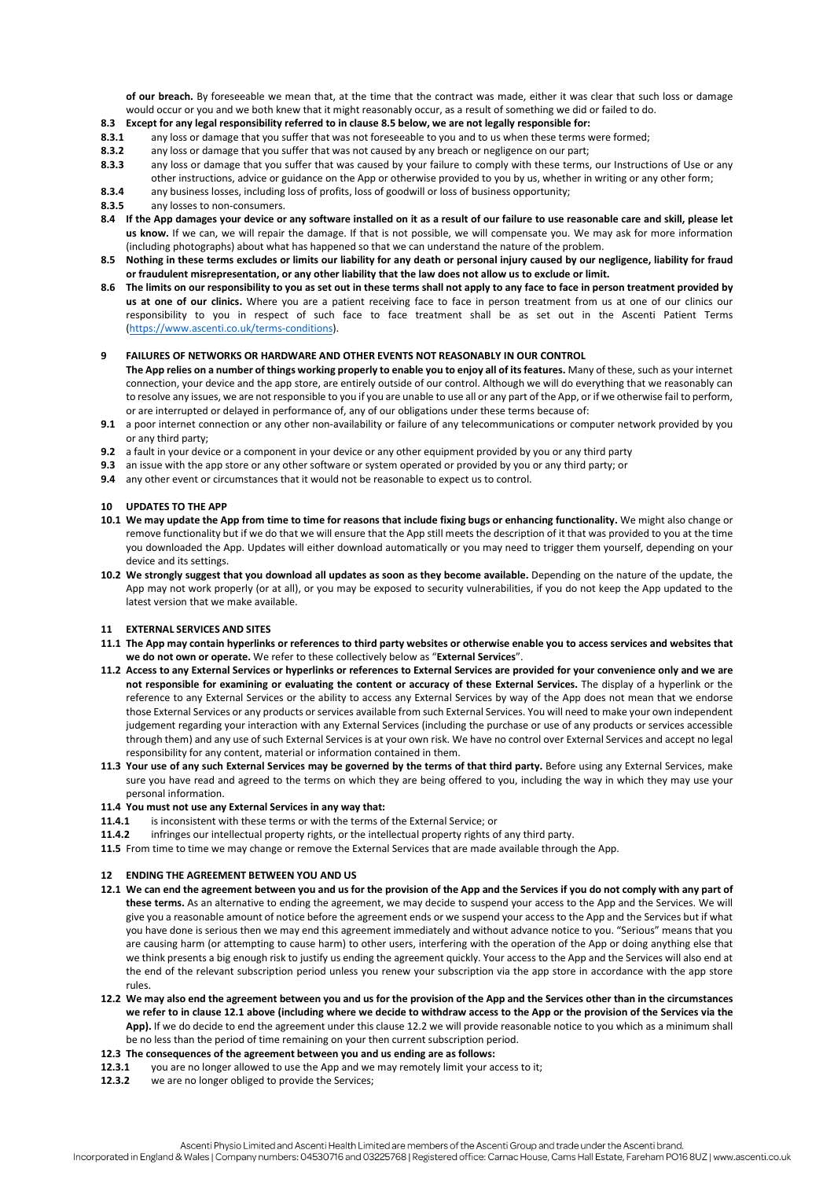**of our breach.** By foreseeable we mean that, at the time that the contract was made, either it was clear that such loss or damage would occur or you and we both knew that it might reasonably occur, as a result of something we did or failed to do.

**8.3 Except for any legal responsibility referred to in clause 8.5 below, we are not legally responsible for:**

**8.3.1** any loss or damage that you suffer that was not foreseeable to you and to us when these terms were formed;

**8.3.2** any loss or damage that you suffer that was not caused by any breach or negligence on our part;

**8.3.3** any loss or damage that you suffer that was caused by your failure to comply with these terms, our Instructions of Use or any other instructions, advice or guidance on the App or otherwise provided to you by us, whether in writing or any other form;

**8.3.4** any business losses, including loss of profits, loss of goodwill or loss of business opportunity;

**8.3.5** any losses to non-consumers.

**8.4 If the App damages your device or any software installed on it as a result of our failure to use reasonable care and skill, please let us know.** If we can, we will repair the damage. If that is not possible, we will compensate you. We may ask for more information (including photographs) about what has happened so that we can understand the nature of the problem.

**8.5 Nothing in these terms excludes or limits our liability for any death or personal injury caused by our negligence, liability for fraud or fraudulent misrepresentation, or any other liability that the law does not allow us to exclude or limit.**

**8.6 The limits on our responsibility to you as set out in these terms shall not apply to any face to face in person treatment provided by us at one of our clinics.** Where you are a patient receiving face to face in person treatment from us at one of our clinics our responsibility to you in respect of such face to face treatment shall be as set out in the Ascenti Patient Terms (https://www.ascenti.co.uk/terms-conditions).

## 9 FAILURES OF NETWORKS OR HARDWARE AND OTHER EVENTS NOT REASONABLY IN OUR CONTROL

**The App relies on a number of things working properly to enable you to enjoy all of its features.** Many of these, such as your internet connection, your device and the app store, are entirely outside of our control. Although we will do everything that we reasonably can to resolve any issues, we are not responsible to you if you are unable to use all or any part of the App, or if we otherwise fail to perform, or are interrupted or delayed in performance of, any of our obligations under these terms because of:

**9.1** a poor internet connection or any other non-availability or failure of any telecommunications or computer network provided by you or any third party;

**9.2** a fault in your device or a component in your device or any other equipment provided by you or any third party

**9.3** an issue with the app store or any other software or system operated or provided by you or any third party; or

**9.4** any other event or circumstances that it would not be reasonable to expect us to control.

## 10 UPDATES TO THE APP

**10.1 We may update the App from time to time for reasons that include fixing bugs or enhancing functionality.** We might also change or remove functionality but if we do that we will ensure that the App still meets the description of it that was provided to you at the time you downloaded the App. Updates will either download automatically or you may need to trigger them yourself, depending on your device and its settings.

**10.2 We strongly suggest that you download all updates as soon as they become available.** Depending on the nature of the update, the App may not work properly (or at all), or you may be exposed to security vulnerabilities, if you do not keep the App updated to the latest version that we make available.

## 11 EXTERNAL SERVICES AND SITES

**11.1 The App may contain hyperlinks or references to third party websites or otherwise enable you to access services and websites that we do not own or operate.** We refer to these collectively below as "**External Services**".

**11.2 Access to any External Services or hyperlinks or references to External Services are provided for your convenience only and we are not responsible for examining or evaluating the content or accuracy of these External Services.** The display of a hyperlink or the reference to any External Services or the ability to access any External Services by way of the App does not mean that we endorse those External Services or any products or services available from such External Services. You will need to make your own independent judgement regarding your interaction with any External Services (including the purchase or use of any products or services accessible through them) and any use of such External Services is at your own risk. We have no control over External Services and accept no legal responsibility for any content, material or information contained in them.

**11.3 Your use of any such External Services may be governed by the terms of that third party.** Before using any External Services, make sure you have read and agreed to the terms on which they are being offered to you, including the way in which they may use your personal information.

**11.4 You must not use any External Services in any way that:**

**11.4.1** is inconsistent with these terms or with the terms of the External Service; or

**11.4.2** infringes our intellectual property rights, or the intellectual property rights of any third party.

**11.5** From time to time we may change or remove the External Services that are made available through the App.

## 12 ENDING THE AGREEMENT BETWEEN YOU AND US

**12.1 We can end the agreement between you and us for the provision of the App and the Services if you do not comply with any part of these terms.** As an alternative to ending the agreement, we may decide to suspend your access to the App and the Services. We will give you a reasonable amount of notice before the agreement ends or we suspend your access to the App and the Services but if what you have done is serious then we may end this agreement immediately and without advance notice to you. "Serious" means that you are causing harm (or attempting to cause harm) to other users, interfering with the operation of the App or doing anything else that we think presents a big enough risk to justify us ending the agreement quickly. Your access to the App and the Services will also end at the end of the relevant subscription period unless you renew your subscription via the app store in accordance with the app store rules.

**12.2 We may also end the agreement between you and us for the provision of the App and the Services other than in the circumstances we refer to in clause 12.1 above (including where we decide to withdraw access to the App or the provision of the Services via the App).** If we do decide to end the agreement under this clause 12.2 we will provide reasonable notice to you which as a minimum shall be no less than the period of time remaining on your then current subscription period.

**12.3 The consequences of the agreement between you and us ending are as follows:**

**12.3.1** you are no longer allowed to use the App and we may remotely limit your access to it;

**12.3.2** we are no longer obliged to provide the Services;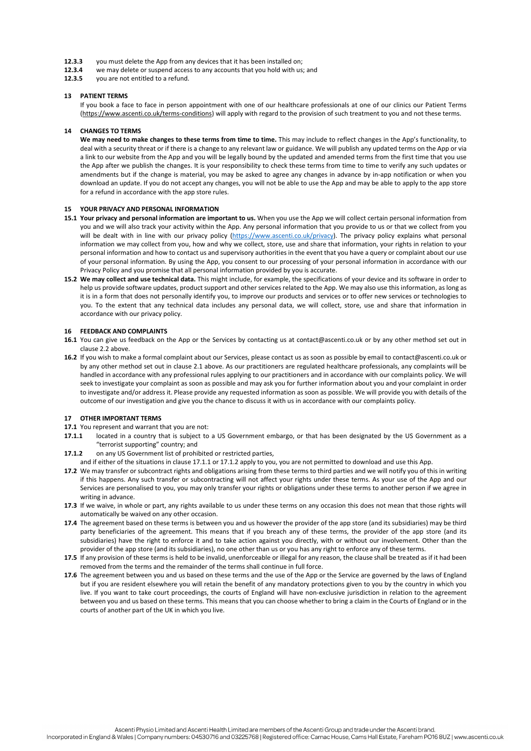**12.3.3** you must delete the App from any devices that it has been installed on;

**12.3.4** we may delete or suspend access to any accounts that you hold with us; and

**12.3.5** you are not entitled to a refund.

## 13 PATIENT TERMS

If you book a face to face in person appointment with one of our healthcare professionals at one of our clinics our Patient Terms (https://www.ascenti.co.uk/terms-conditions) will apply with regard to the provision of such treatment to you and not these terms.

## 14 CHANGES TO TERMS

**We may need to make changes to these terms from time to time.** This may include to reflect changes in the App's functionality, to deal with a security threat or if there is a change to any relevant law or guidance. We will publish any updated terms on the App or via a link to our website from the App and you will be legally bound by the updated and amended terms from the first time that you use the App after we publish the changes. It is your responsibility to check these terms from time to time to verify any such updates or amendments but if the change is material, you may be asked to agree any changes in advance by in-app notification or when you download an update. If you do not accept any changes, you will not be able to use the App and may be able to apply to the app store for a refund in accordance with the app store rules.

## 15 YOUR PRIVACY AND PERSONAL INFORMATION

**15.1 Your privacy and personal information are important to us.** When you use the App we will collect certain personal information from you and we will also track your activity within the App. Any personal information that you provide to us or that we collect from you will be dealt with in line with our privacy policy (https://www.ascenti.co.uk/privacy). The privacy policy explains what personal information we may collect from you, how and why we collect, store, use and share that information, your rights in relation to your personal information and how to contact us and supervisory authorities in the event that you have a query or complaint about our use of your personal information. By using the App, you consent to our processing of your personal information in accordance with our Privacy Policy and you promise that all personal information provided by you is accurate.

**15.2 We may collect and use technical data.** This might include, for example, the specifications of your device and its software in order to help us provide software updates, product support and other services related to the App. We may also use this information, as long as it is in a form that does not personally identify you, to improve our products and services or to offer new services or technologies to you. To the extent that any technical data includes any personal data, we will collect, store, use and share that information in accordance with our privacy policy.

## 16 FEEDBACK AND COMPLAINTS

**16.1** You can give us feedback on the App or the Services by contacting us at contact@ascenti.co.uk or by any other method set out in clause 2.2 above.

**16.2** If you wish to make a formal complaint about our Services, please contact us as soon as possible by email to contact@ascenti.co.uk or by any other method set out in clause 2.1 above. As our practitioners are regulated healthcare professionals, any complaints will be handled in accordance with any professional rules applying to our practitioners and in accordance with our complaints policy. We will seek to investigate your complaint as soon as possible and may ask you for further information about you and your complaint in order to investigate and/or address it. Please provide any requested information as soon as possible. We will provide you with details of the outcome of our investigation and give you the chance to discuss it with us in accordance with our complaints policy.

## 17 OTHER IMPORTANT TERMS

**17.1** You represent and warrant that you are not:

**17.1.1** located in a country that is subject to a US Government embargo, or that has been designated by the US Government as a "terrorist supporting" country; and

**17.1.2** on any US Government list of prohibited or restricted parties,

and if either of the situations in clause 17.1.1 or 17.1.2 apply to you, you are not permitted to download and use this App.

**17.2** We may transfer or subcontract rights and obligations arising from these terms to third parties and we will notify you of this in writing if this happens. Any such transfer or subcontracting will not affect your rights under these terms. As your use of the App and our Services are personalised to you, you may only transfer your rights or obligations under these terms to another person if we agree in writing in advance.

**17.3** If we waive, in whole or part, any rights available to us under these terms on any occasion this does not mean that those rights will automatically be waived on any other occasion.

**17.4** The agreement based on these terms is between you and us however the provider of the app store (and its subsidiaries) may be third party beneficiaries of the agreement. This means that if you breach any of these terms, the provider of the app store (and its subsidiaries) have the right to enforce it and to take action against you directly, with or without our involvement. Other than the provider of the app store (and its subsidiaries), no one other than us or you has any right to enforce any of these terms.

**17.5** If any provision of these terms is held to be invalid, unenforceable or illegal for any reason, the clause shall be treated as if it had been removed from the terms and the remainder of the terms shall continue in full force.

**17.6** The agreement between you and us based on these terms and the use of the App or the Service are governed by the laws of England but if you are resident elsewhere you will retain the benefit of any mandatory protections given to you by the country in which you live. If you want to take court proceedings, the courts of England will have non-exclusive jurisdiction in relation to the agreement between you and us based on these terms. This means that you can choose whether to bring a claim in the Courts of England or in the courts of another part of the UK in which you live.